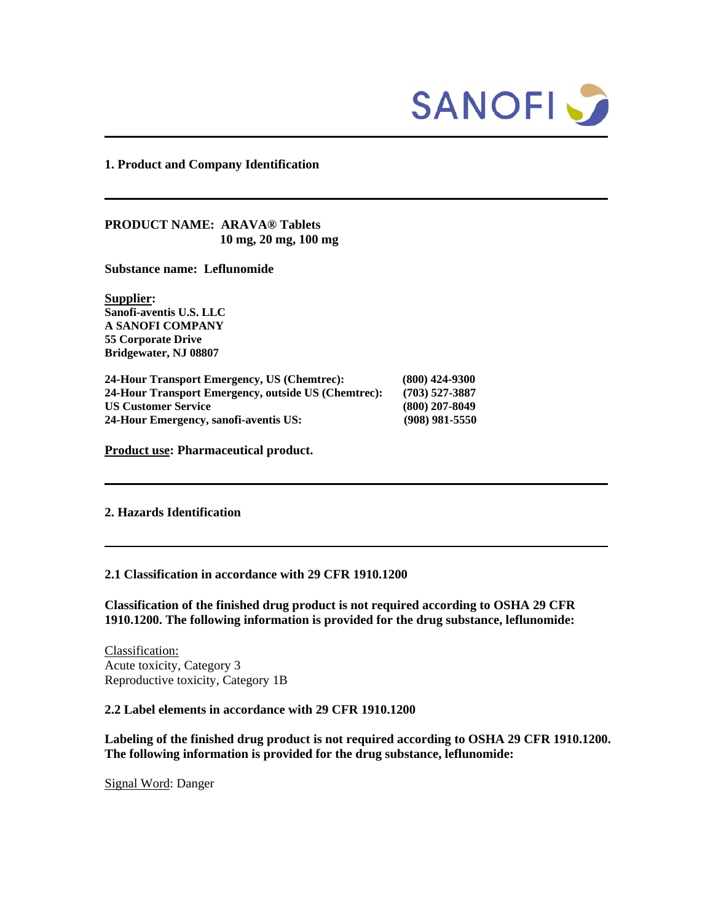## 1. Product and Company Identification

**PRODUCT NAME: ARAVA® Tablets**
**10 mg, 20 mg, 100 mg**

**Substance name: Leflunomide**

**Supplier:**
**Sanofi-aventis U.S. LLC**
**A SANOFI COMPANY**
**55 Corporate Drive**
**Bridgewater, NJ 08807**

| | |
|---|---|
| **24-Hour Transport Emergency, US (Chemtrec):** | **(800) 424-9300** |
| **24-Hour Transport Emergency, outside US (Chemtrec):** | **(703) 527-3887** |
| **US Customer Service** | **(800) 207-8049** |
| **24-Hour Emergency, sanofi-aventis US:** | **(908) 981-5550** |

**Product use: Pharmaceutical product.**

## 2. Hazards Identification

### 2.1 Classification in accordance with 29 CFR 1910.1200

**Classification of the finished drug product is not required according to OSHA 29 CFR 1910.1200. The following information is provided for the drug substance, leflunomide:**

Classification:
Acute toxicity, Category 3
Reproductive toxicity, Category 1B

### 2.2 Label elements in accordance with 29 CFR 1910.1200

**Labeling of the finished drug product is not required according to OSHA 29 CFR 1910.1200. The following information is provided for the drug substance, leflunomide:**

Signal Word: Danger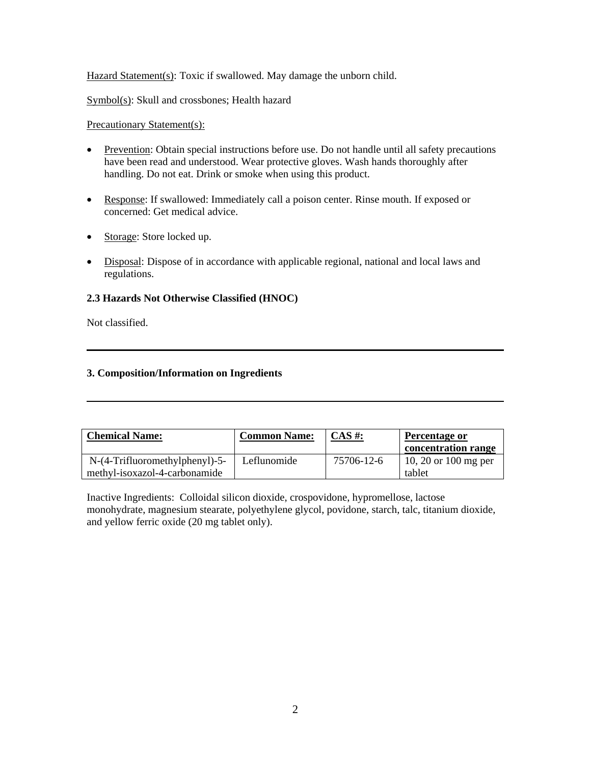Hazard Statement(s): Toxic if swallowed. May damage the unborn child.

Symbol(s): Skull and crossbones; Health hazard

Precautionary Statement(s):

- Prevention: Obtain special instructions before use. Do not handle until all safety precautions have been read and understood. Wear protective gloves. Wash hands thoroughly after handling. Do not eat. Drink or smoke when using this product.

- Response: If swallowed: Immediately call a poison center. Rinse mouth. If exposed or concerned: Get medical advice.

- Storage: Store locked up.

- Disposal: Dispose of in accordance with applicable regional, national and local laws and regulations.

**2.3 Hazards Not Otherwise Classified (HNOC)**

Not classified.

---

**3. Composition/Information on Ingredients**

---

| Chemical Name: | Common Name: | CAS #: | Percentage or concentration range |
|---|---|---|---|
| N-(4-Trifluoromethylphenyl)-5-methyl-isoxazol-4-carbonamide | Leflunomide | 75706-12-6 | 10, 20 or 100 mg per tablet |

Inactive Ingredients: Colloidal silicon dioxide, crospovidone, hypromellose, lactose monohydrate, magnesium stearate, polyethylene glycol, povidone, starch, talc, titanium dioxide, and yellow ferric oxide (20 mg tablet only).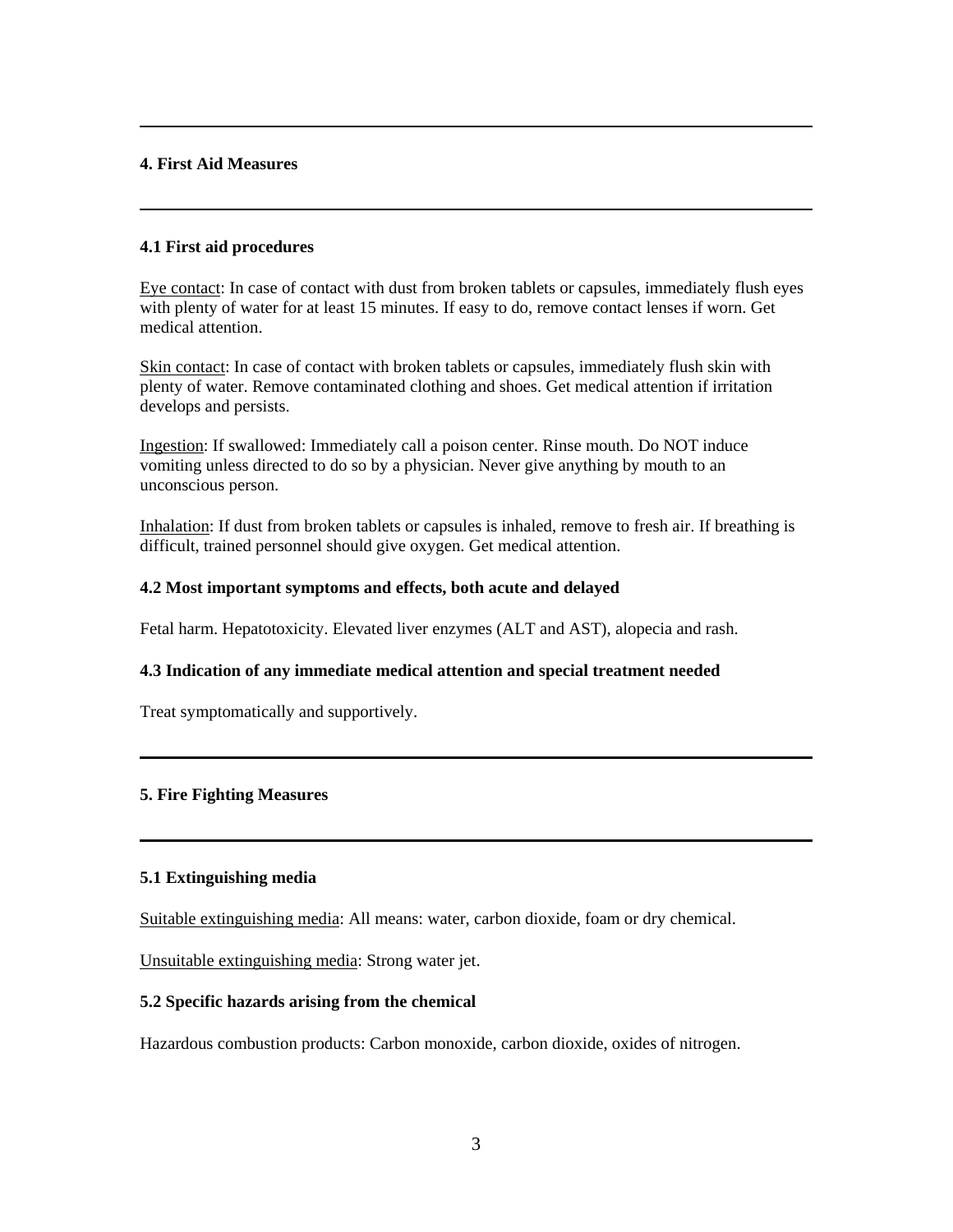## 4. First Aid Measures

### 4.1 First aid procedures

Eye contact: In case of contact with dust from broken tablets or capsules, immediately flush eyes with plenty of water for at least 15 minutes. If easy to do, remove contact lenses if worn. Get medical attention.

Skin contact: In case of contact with broken tablets or capsules, immediately flush skin with plenty of water. Remove contaminated clothing and shoes. Get medical attention if irritation develops and persists.

Ingestion: If swallowed: Immediately call a poison center. Rinse mouth. Do NOT induce vomiting unless directed to do so by a physician. Never give anything by mouth to an unconscious person.

Inhalation: If dust from broken tablets or capsules is inhaled, remove to fresh air. If breathing is difficult, trained personnel should give oxygen. Get medical attention.

### 4.2 Most important symptoms and effects, both acute and delayed

Fetal harm. Hepatotoxicity. Elevated liver enzymes (ALT and AST), alopecia and rash.

### 4.3 Indication of any immediate medical attention and special treatment needed

Treat symptomatically and supportively.

## 5. Fire Fighting Measures

### 5.1 Extinguishing media

Suitable extinguishing media: All means: water, carbon dioxide, foam or dry chemical.

Unsuitable extinguishing media: Strong water jet.

### 5.2 Specific hazards arising from the chemical

Hazardous combustion products: Carbon monoxide, carbon dioxide, oxides of nitrogen.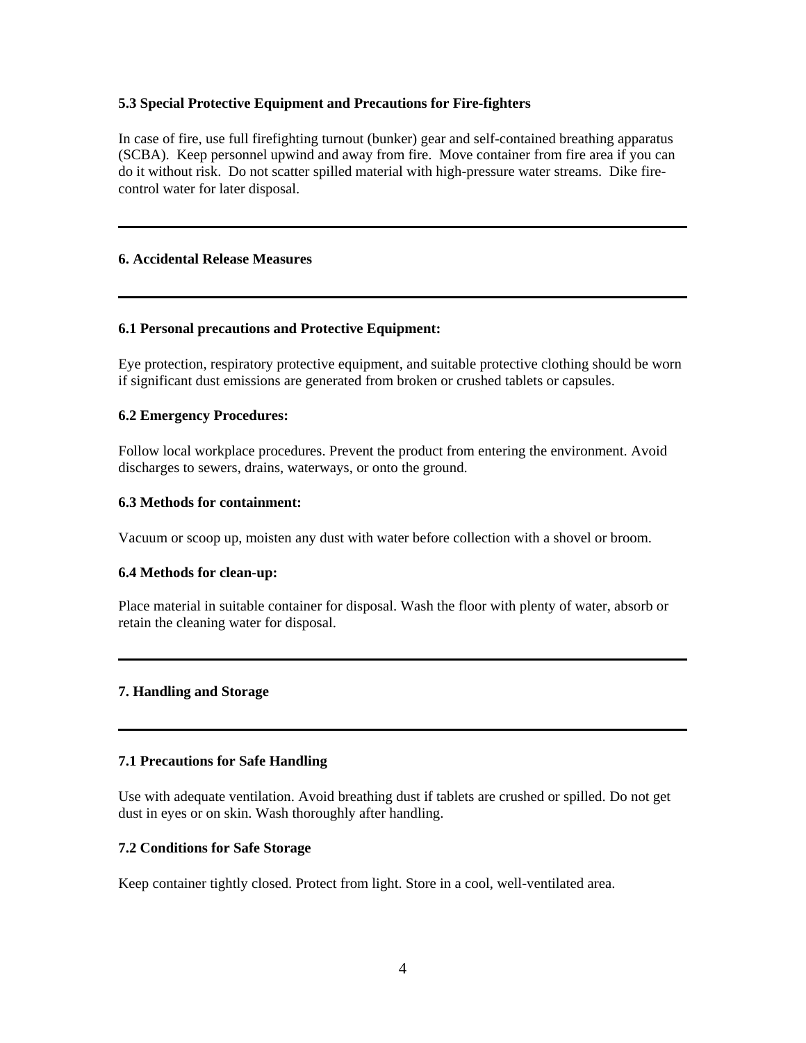### 5.3 Special Protective Equipment and Precautions for Fire-fighters

In case of fire, use full firefighting turnout (bunker) gear and self-contained breathing apparatus (SCBA). Keep personnel upwind and away from fire. Move container from fire area if you can do it without risk. Do not scatter spilled material with high-pressure water streams. Dike fire-control water for later disposal.

---

## 6. Accidental Release Measures

---

### 6.1 Personal precautions and Protective Equipment:

Eye protection, respiratory protective equipment, and suitable protective clothing should be worn if significant dust emissions are generated from broken or crushed tablets or capsules.

### 6.2 Emergency Procedures:

Follow local workplace procedures. Prevent the product from entering the environment. Avoid discharges to sewers, drains, waterways, or onto the ground.

### 6.3 Methods for containment:

Vacuum or scoop up, moisten any dust with water before collection with a shovel or broom.

### 6.4 Methods for clean-up:

Place material in suitable container for disposal. Wash the floor with plenty of water, absorb or retain the cleaning water for disposal.

---

## 7. Handling and Storage

---

### 7.1 Precautions for Safe Handling

Use with adequate ventilation. Avoid breathing dust if tablets are crushed or spilled. Do not get dust in eyes or on skin. Wash thoroughly after handling.

### 7.2 Conditions for Safe Storage

Keep container tightly closed. Protect from light. Store in a cool, well-ventilated area.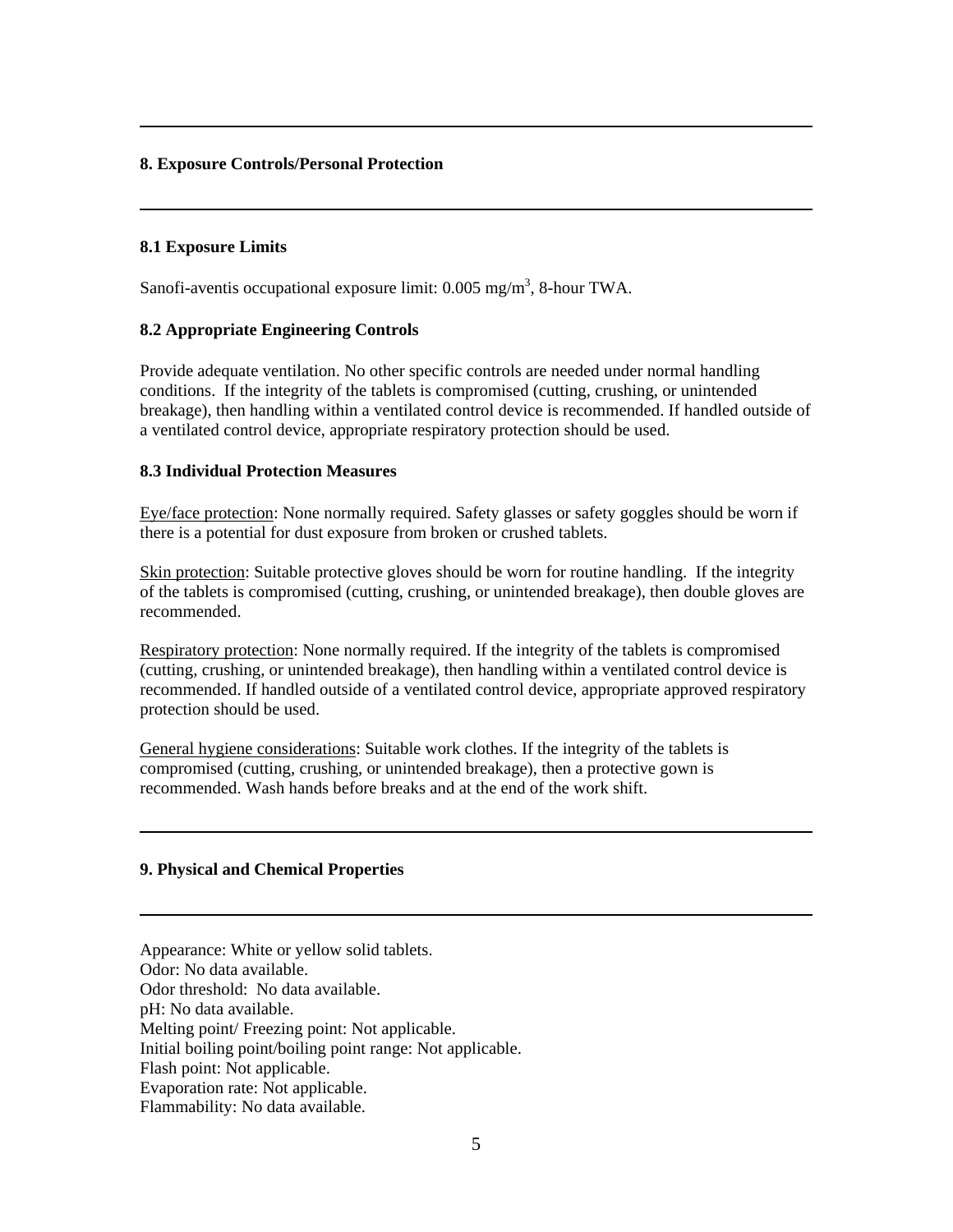## 8. Exposure Controls/Personal Protection

### 8.1 Exposure Limits

Sanofi-aventis occupational exposure limit: 0.005 $mg/m^3$, 8-hour TWA.

### 8.2 Appropriate Engineering Controls

Provide adequate ventilation. No other specific controls are needed under normal handling conditions. If the integrity of the tablets is compromised (cutting, crushing, or unintended breakage), then handling within a ventilated control device is recommended. If handled outside of a ventilated control device, appropriate respiratory protection should be used.

### 8.3 Individual Protection Measures

Eye/face protection: None normally required. Safety glasses or safety goggles should be worn if there is a potential for dust exposure from broken or crushed tablets.

Skin protection: Suitable protective gloves should be worn for routine handling. If the integrity of the tablets is compromised (cutting, crushing, or unintended breakage), then double gloves are recommended.

Respiratory protection: None normally required. If the integrity of the tablets is compromised (cutting, crushing, or unintended breakage), then handling within a ventilated control device is recommended. If handled outside of a ventilated control device, appropriate approved respiratory protection should be used.

General hygiene considerations: Suitable work clothes. If the integrity of the tablets is compromised (cutting, crushing, or unintended breakage), then a protective gown is recommended. Wash hands before breaks and at the end of the work shift.

## 9. Physical and Chemical Properties

Appearance: White or yellow solid tablets.
Odor: No data available.
Odor threshold: No data available.
pH: No data available.
Melting point/ Freezing point: Not applicable.
Initial boiling point/boiling point range: Not applicable.
Flash point: Not applicable.
Evaporation rate: Not applicable.
Flammability: No data available.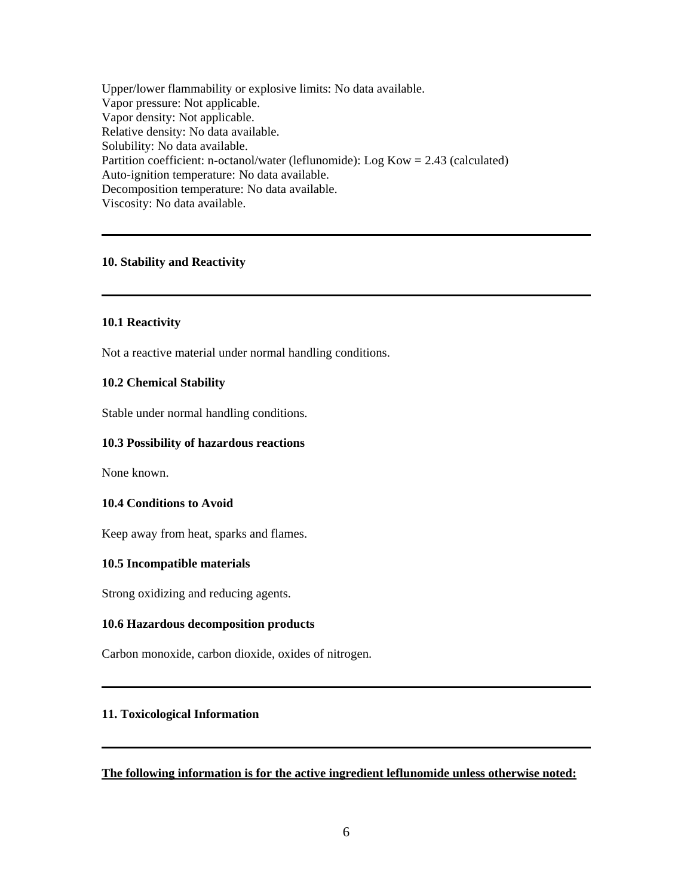Upper/lower flammability or explosive limits: No data available.
Vapor pressure: Not applicable.
Vapor density: Not applicable.
Relative density: No data available.
Solubility: No data available.
Partition coefficient: n-octanol/water (leflunomide): Log Kow = 2.43 (calculated)
Auto-ignition temperature: No data available.
Decomposition temperature: No data available.
Viscosity: No data available.

---

## 10. Stability and Reactivity

---

### 10.1 Reactivity

Not a reactive material under normal handling conditions.

### 10.2 Chemical Stability

Stable under normal handling conditions.

### 10.3 Possibility of hazardous reactions

None known.

### 10.4 Conditions to Avoid

Keep away from heat, sparks and flames.

### 10.5 Incompatible materials

Strong oxidizing and reducing agents.

### 10.6 Hazardous decomposition products

Carbon monoxide, carbon dioxide, oxides of nitrogen.

---

## 11. Toxicological Information

---

**The following information is for the active ingredient leflunomide unless otherwise noted:**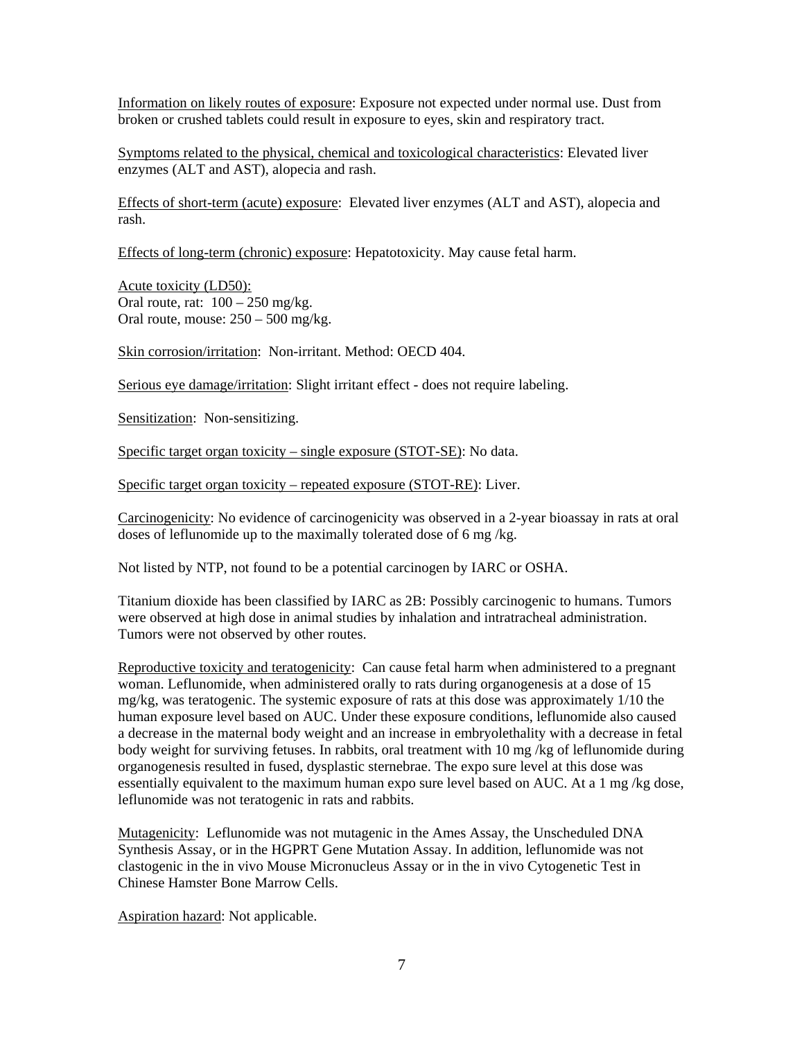Information on likely routes of exposure: Exposure not expected under normal use. Dust from broken or crushed tablets could result in exposure to eyes, skin and respiratory tract.

Symptoms related to the physical, chemical and toxicological characteristics: Elevated liver enzymes (ALT and AST), alopecia and rash.

Effects of short-term (acute) exposure: Elevated liver enzymes (ALT and AST), alopecia and rash.

Effects of long-term (chronic) exposure: Hepatotoxicity. May cause fetal harm.

Acute toxicity (LD50):
Oral route, rat: 100 – 250 mg/kg.
Oral route, mouse: 250 – 500 mg/kg.

Skin corrosion/irritation: Non-irritant. Method: OECD 404.

Serious eye damage/irritation: Slight irritant effect - does not require labeling.

Sensitization: Non-sensitizing.

Specific target organ toxicity – single exposure (STOT-SE): No data.

Specific target organ toxicity – repeated exposure (STOT-RE): Liver.

Carcinogenicity: No evidence of carcinogenicity was observed in a 2-year bioassay in rats at oral doses of leflunomide up to the maximally tolerated dose of 6 mg /kg.

Not listed by NTP, not found to be a potential carcinogen by IARC or OSHA.

Titanium dioxide has been classified by IARC as 2B: Possibly carcinogenic to humans. Tumors were observed at high dose in animal studies by inhalation and intratracheal administration. Tumors were not observed by other routes.

Reproductive toxicity and teratogenicity: Can cause fetal harm when administered to a pregnant woman. Leflunomide, when administered orally to rats during organogenesis at a dose of 15 mg/kg, was teratogenic. The systemic exposure of rats at this dose was approximately 1/10 the human exposure level based on AUC. Under these exposure conditions, leflunomide also caused a decrease in the maternal body weight and an increase in embryolethality with a decrease in fetal body weight for surviving fetuses. In rabbits, oral treatment with 10 mg /kg of leflunomide during organogenesis resulted in fused, dysplastic sternebrae. The expo sure level at this dose was essentially equivalent to the maximum human expo sure level based on AUC. At a 1 mg /kg dose, leflunomide was not teratogenic in rats and rabbits.

Mutagenicity: Leflunomide was not mutagenic in the Ames Assay, the Unscheduled DNA Synthesis Assay, or in the HGPRT Gene Mutation Assay. In addition, leflunomide was not clastogenic in the in vivo Mouse Micronucleus Assay or in the in vivo Cytogenetic Test in Chinese Hamster Bone Marrow Cells.

Aspiration hazard: Not applicable.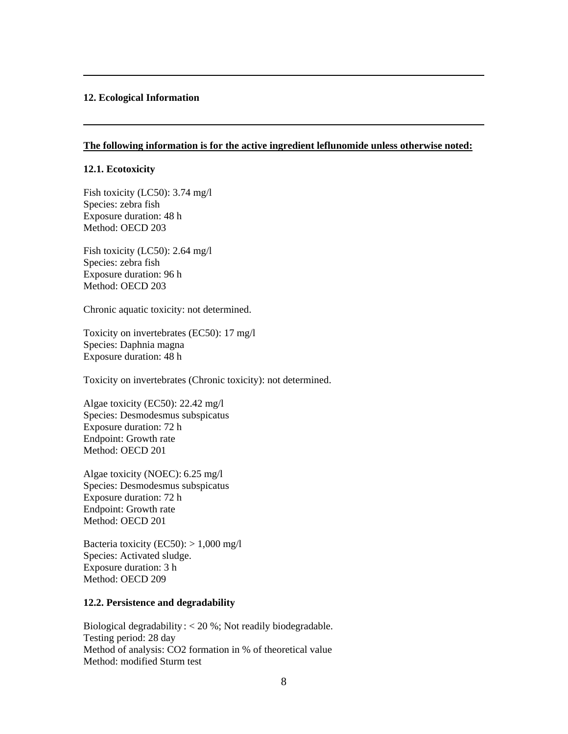## 12. Ecological Information

**<u>The following information is for the active ingredient leflunomide unless otherwise noted:</u>**

### 12.1. Ecotoxicity

Fish toxicity (LC50): 3.74 mg/l
Species: zebra fish
Exposure duration: 48 h
Method: OECD 203

Fish toxicity (LC50): 2.64 mg/l
Species: zebra fish
Exposure duration: 96 h
Method: OECD 203

Chronic aquatic toxicity: not determined.

Toxicity on invertebrates (EC50): 17 mg/l
Species: Daphnia magna
Exposure duration: 48 h

Toxicity on invertebrates (Chronic toxicity): not determined.

Algae toxicity (EC50): 22.42 mg/l
Species: Desmodesmus subspicatus
Exposure duration: 72 h
Endpoint: Growth rate
Method: OECD 201

Algae toxicity (NOEC): 6.25 mg/l
Species: Desmodesmus subspicatus
Exposure duration: 72 h
Endpoint: Growth rate
Method: OECD 201

Bacteria toxicity (EC50): > 1,000 mg/l
Species: Activated sludge.
Exposure duration: 3 h
Method: OECD 209

### 12.2. Persistence and degradability

Biological degradability : < 20 %; Not readily biodegradable.
Testing period: 28 day
Method of analysis: $CO_2$ formation in % of theoretical value
Method: modified Sturm test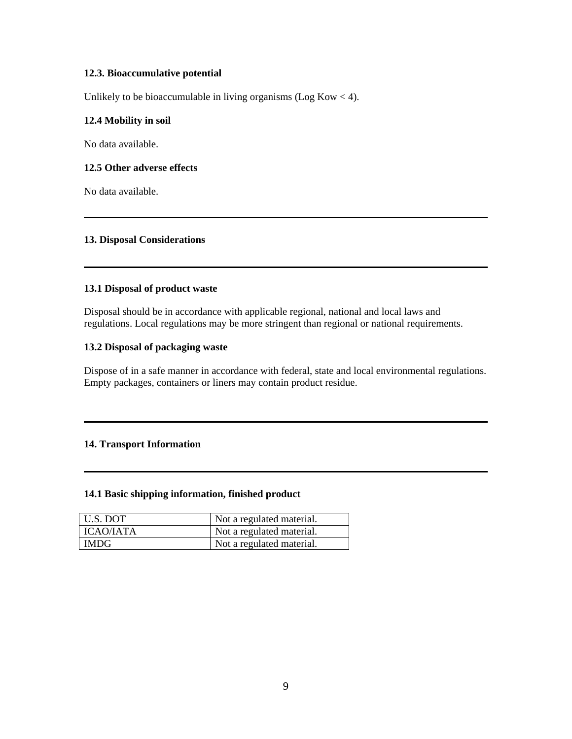### 12.3. Bioaccumulative potential

Unlikely to be bioaccumulable in living organisms (Log Kow < 4).

### 12.4 Mobility in soil

No data available.

### 12.5 Other adverse effects

No data available.

---

## 13. Disposal Considerations

---

### 13.1 Disposal of product waste

Disposal should be in accordance with applicable regional, national and local laws and regulations. Local regulations may be more stringent than regional or national requirements.

### 13.2 Disposal of packaging waste

Dispose of in a safe manner in accordance with federal, state and local environmental regulations. Empty packages, containers or liners may contain product residue.

---

## 14. Transport Information

---

### 14.1 Basic shipping information, finished product

| | |
|---|---|
| U.S. DOT | Not a regulated material. |
| ICAO/IATA | Not a regulated material. |
| IMDG | Not a regulated material. |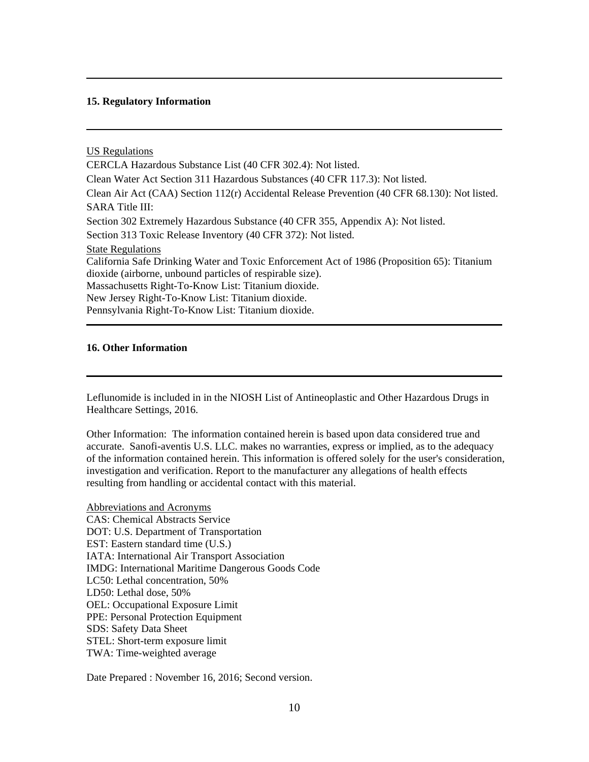## 15. Regulatory Information

US Regulations

CERCLA Hazardous Substance List (40 CFR 302.4): Not listed.

Clean Water Act Section 311 Hazardous Substances (40 CFR 117.3): Not listed.

Clean Air Act (CAA) Section 112(r) Accidental Release Prevention (40 CFR 68.130): Not listed.

SARA Title III:

Section 302 Extremely Hazardous Substance (40 CFR 355, Appendix A): Not listed.

Section 313 Toxic Release Inventory (40 CFR 372): Not listed.

State Regulations

California Safe Drinking Water and Toxic Enforcement Act of 1986 (Proposition 65): Titanium dioxide (airborne, unbound particles of respirable size).
Massachusetts Right-To-Know List: Titanium dioxide.
New Jersey Right-To-Know List: Titanium dioxide.
Pennsylvania Right-To-Know List: Titanium dioxide.

## 16. Other Information

Leflunomide is included in in the NIOSH List of Antineoplastic and Other Hazardous Drugs in Healthcare Settings, 2016.

Other Information: The information contained herein is based upon data considered true and accurate. Sanofi-aventis U.S. LLC. makes no warranties, express or implied, as to the adequacy of the information contained herein. This information is offered solely for the user's consideration, investigation and verification. Report to the manufacturer any allegations of health effects resulting from handling or accidental contact with this material.

Abbreviations and Acronyms
CAS: Chemical Abstracts Service
DOT: U.S. Department of Transportation
EST: Eastern standard time (U.S.)
IATA: International Air Transport Association
IMDG: International Maritime Dangerous Goods Code
LC50: Lethal concentration, 50%
LD50: Lethal dose, 50%
OEL: Occupational Exposure Limit
PPE: Personal Protection Equipment
SDS: Safety Data Sheet
STEL: Short-term exposure limit
TWA: Time-weighted average

Date Prepared : November 16, 2016; Second version.